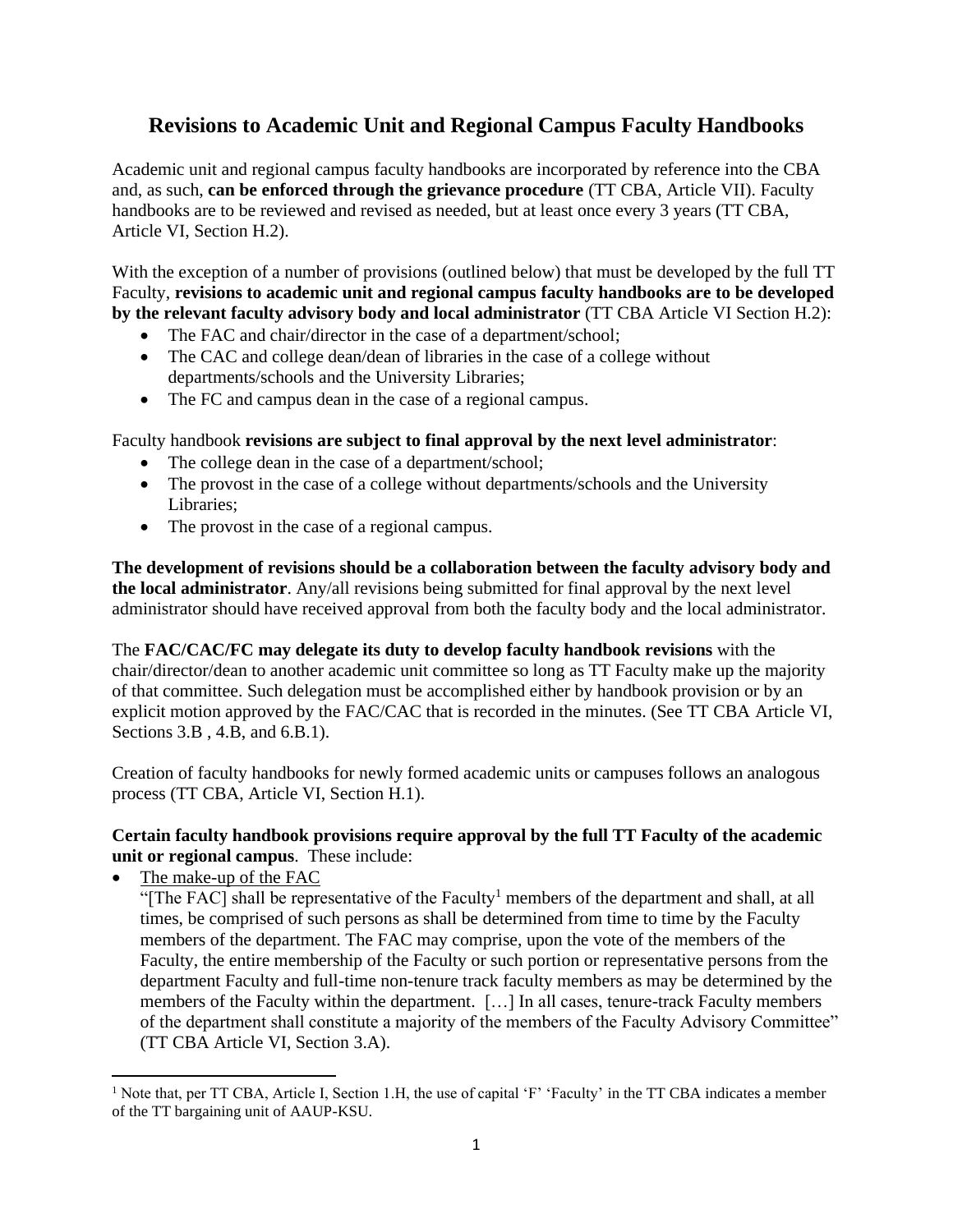# Revisions to Academic Unit and Regional Campus Faculty Handbooks

Academic unit and regional campus faculty handbooks are incorporated by reference into the CBA and, as such, **can be enforced through the grievance procedure** (TT CBA, Article VII). Faculty handbooks are to be reviewed and revised as needed, but at least once every 3 years (TT CBA, Article VI, Section H.2).

With the exception of a number of provisions (outlined below) that must be developed by the full TT Faculty, **revisions to academic unit and regional campus faculty handbooks are to be developed by the relevant faculty advisory body and local administrator** (TT CBA Article VI Section H.2):

- The FAC and chair/director in the case of a department/school;
- The CAC and college dean/dean of libraries in the case of a college without departments/schools and the University Libraries;
- The FC and campus dean in the case of a regional campus.

Faculty handbook **revisions are subject to final approval by the next level administrator**:

- The college dean in the case of a department/school;
- The provost in the case of a college without departments/schools and the University Libraries;
- The provost in the case of a regional campus.

**The development of revisions should be a collaboration between the faculty advisory body and the local administrator**. Any/all revisions being submitted for final approval by the next level administrator should have received approval from both the faculty body and the local administrator.

The **FAC/CAC/FC may delegate its duty to develop faculty handbook revisions** with the chair/director/dean to another academic unit committee so long as TT Faculty make up the majority of that committee. Such delegation must be accomplished either by handbook provision or by an explicit motion approved by the FAC/CAC that is recorded in the minutes. (See TT CBA Article VI, Sections 3.B , 4.B, and 6.B.1).

Creation of faculty handbooks for newly formed academic units or campuses follows an analogous process (TT CBA, Article VI, Section H.1).

**Certain faculty handbook provisions require approval by the full TT Faculty of the academic unit or regional campus**. These include:

- The make-up of the FAC
  "[The FAC] shall be representative of the Faculty[1] members of the department and shall, at all times, be comprised of such persons as shall be determined from time to time by the Faculty members of the department. The FAC may comprise, upon the vote of the members of the Faculty, the entire membership of the Faculty or such portion or representative persons from the department Faculty and full-time non-tenure track faculty members as may be determined by the members of the Faculty within the department. […] In all cases, tenure-track Faculty members of the department shall constitute a majority of the members of the Faculty Advisory Committee" (TT CBA Article VI, Section 3.A).

[1] Note that, per TT CBA, Article I, Section 1.H, the use of capital 'F' 'Faculty' in the TT CBA indicates a member of the TT bargaining unit of AAUP-KSU.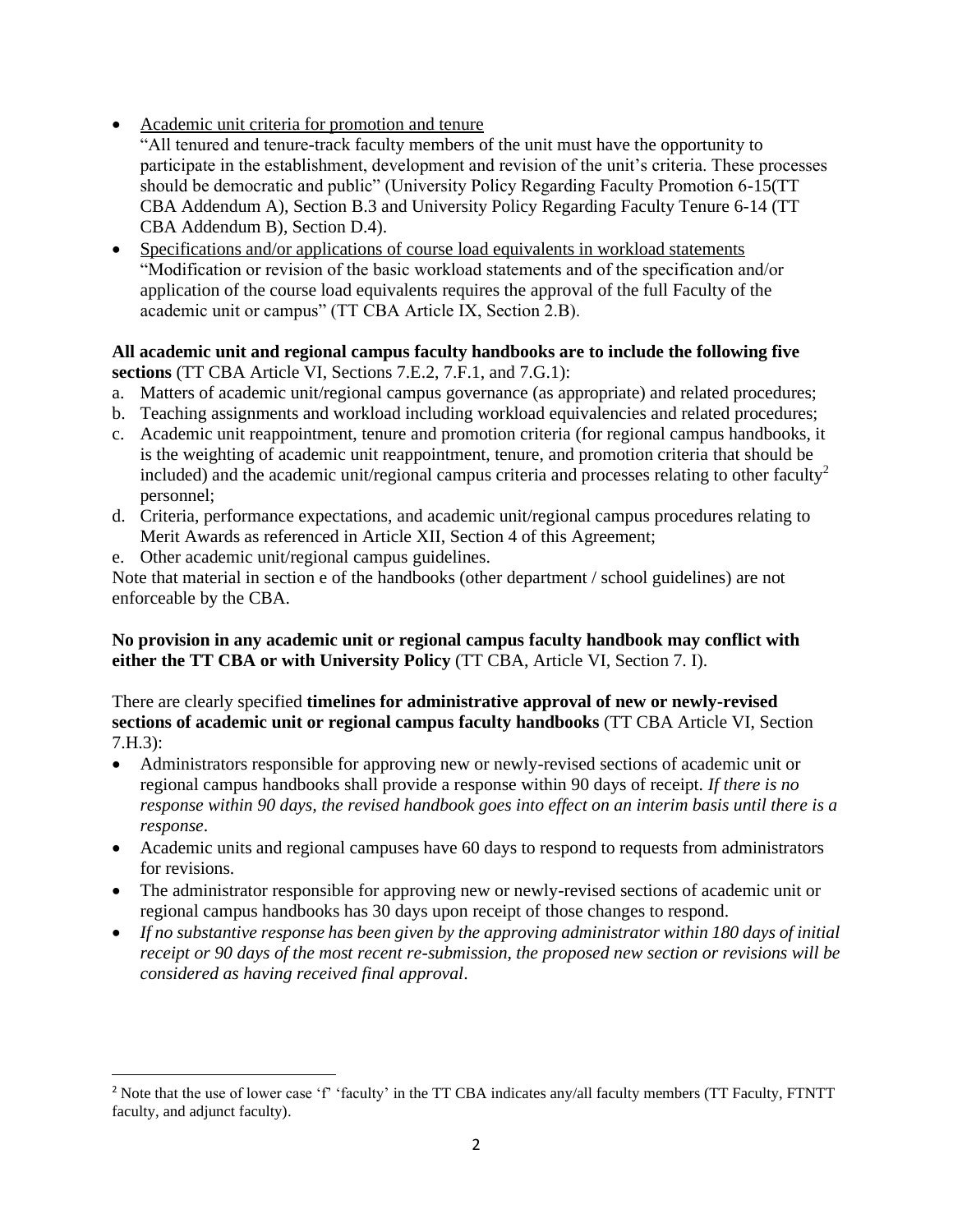- Academic unit criteria for promotion and tenure
  "All tenured and tenure-track faculty members of the unit must have the opportunity to participate in the establishment, development and revision of the unit's criteria. These processes should be democratic and public" (University Policy Regarding Faculty Promotion 6-15(TT CBA Addendum A), Section B.3 and University Policy Regarding Faculty Tenure 6-14 (TT CBA Addendum B), Section D.4).
- Specifications and/or applications of course load equivalents in workload statements
  "Modification or revision of the basic workload statements and of the specification and/or application of the course load equivalents requires the approval of the full Faculty of the academic unit or campus" (TT CBA Article IX, Section 2.B).

**All academic unit and regional campus faculty handbooks are to include the following five sections** (TT CBA Article VI, Sections 7.E.2, 7.F.1, and 7.G.1):

a. Matters of academic unit/regional campus governance (as appropriate) and related procedures;
b. Teaching assignments and workload including workload equivalencies and related procedures;
c. Academic unit reappointment, tenure and promotion criteria (for regional campus handbooks, it is the weighting of academic unit reappointment, tenure, and promotion criteria that should be included) and the academic unit/regional campus criteria and processes relating to other faculty[2] personnel;
d. Criteria, performance expectations, and academic unit/regional campus procedures relating to Merit Awards as referenced in Article XII, Section 4 of this Agreement;
e. Other academic unit/regional campus guidelines.

Note that material in section e of the handbooks (other department / school guidelines) are not enforceable by the CBA.

**No provision in any academic unit or regional campus faculty handbook may conflict with either the TT CBA or with University Policy** (TT CBA, Article VI, Section 7. I).

There are clearly specified **timelines for administrative approval of new or newly-revised sections of academic unit or regional campus faculty handbooks** (TT CBA Article VI, Section 7.H.3):

- Administrators responsible for approving new or newly-revised sections of academic unit or regional campus handbooks shall provide a response within 90 days of receipt. *If there is no response within 90 days, the revised handbook goes into effect on an interim basis until there is a response*.
- Academic units and regional campuses have 60 days to respond to requests from administrators for revisions.
- The administrator responsible for approving new or newly-revised sections of academic unit or regional campus handbooks has 30 days upon receipt of those changes to respond.
- *If no substantive response has been given by the approving administrator within 180 days of initial receipt or 90 days of the most recent re-submission, the proposed new section or revisions will be considered as having received final approval*.

[2] Note that the use of lower case 'f' 'faculty' in the TT CBA indicates any/all faculty members (TT Faculty, FTNTT faculty, and adjunct faculty).